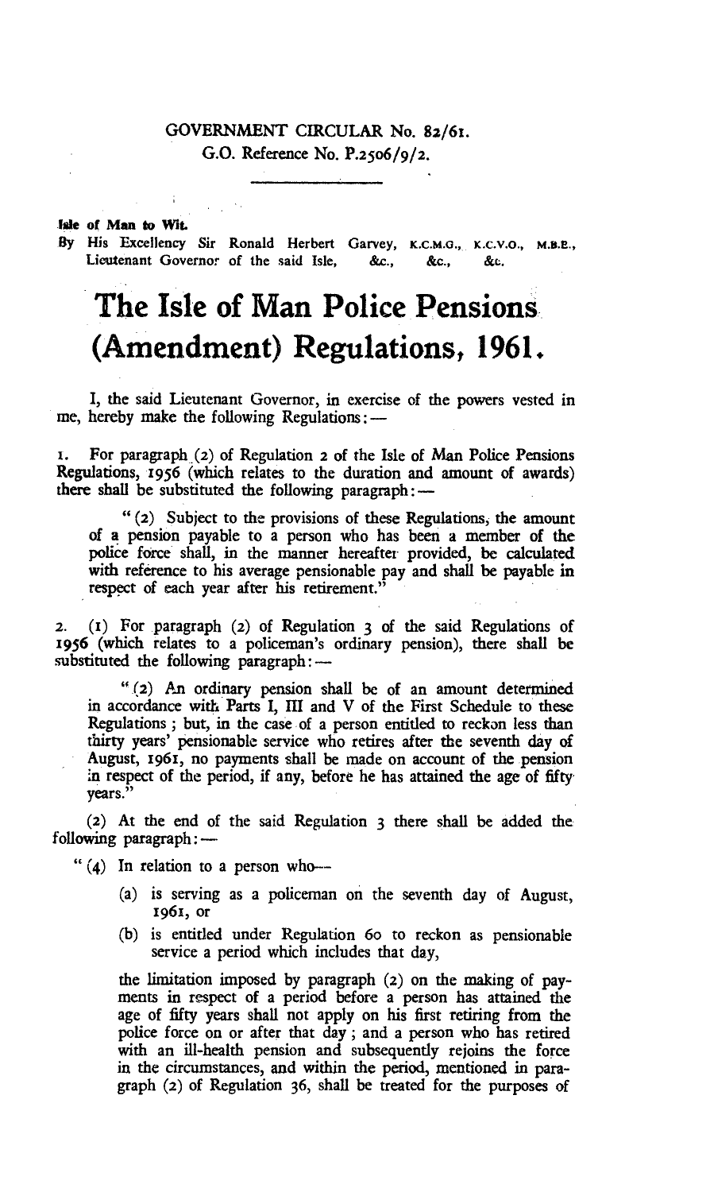GOVERNMENT CIRCULAR No. 82/61.
G.O. Reference No. P.2506/9/2.

**Isle of Man to Wit.**
By His Excellency Sir Ronald Herbert Garvey, K.C.M.G., K.C.V.O., M.B.E., Lieutenant Governor of the said Isle, &c., &c., &c.

# The Isle of Man Police Pensions (Amendment) Regulations, 1961.

I, the said Lieutenant Governor, in exercise of the powers vested in me, hereby make the following Regulations: —

1. For paragraph (2) of Regulation 2 of the Isle of Man Police Pensions Regulations, 1956 (which relates to the duration and amount of awards) there shall be substituted the following paragraph: —

> "(2) Subject to the provisions of these Regulations, the amount of a pension payable to a person who has been a member of the police force shall, in the manner hereafter provided, be calculated with reference to his average pensionable pay and shall be payable in respect of each year after his retirement."

2. (1) For paragraph (2) of Regulation 3 of the said Regulations of 1956 (which relates to a policeman's ordinary pension), there shall be substituted the following paragraph: —

> "(2) An ordinary pension shall be of an amount determined in accordance with Parts I, III and V of the First Schedule to these Regulations; but, in the case of a person entitled to reckon less than thirty years' pensionable service who retires after the seventh day of August, 1961, no payments shall be made on account of the pension in respect of the period, if any, before he has attained the age of fifty years."

(2) At the end of the said Regulation 3 there shall be added the following paragraph: —

> "(4) In relation to a person who—
>
> (a) is serving as a policeman on the seventh day of August, 1961, or
>
> (b) is entitled under Regulation 60 to reckon as pensionable service a period which includes that day,
>
> the limitation imposed by paragraph (2) on the making of payments in respect of a period before a person has attained the age of fifty years shall not apply on his first retiring from the police force on or after that day; and a person who has retired with an ill-health pension and subsequently rejoins the force in the circumstances, and within the period, mentioned in paragraph (2) of Regulation 36, shall be treated for the purposes of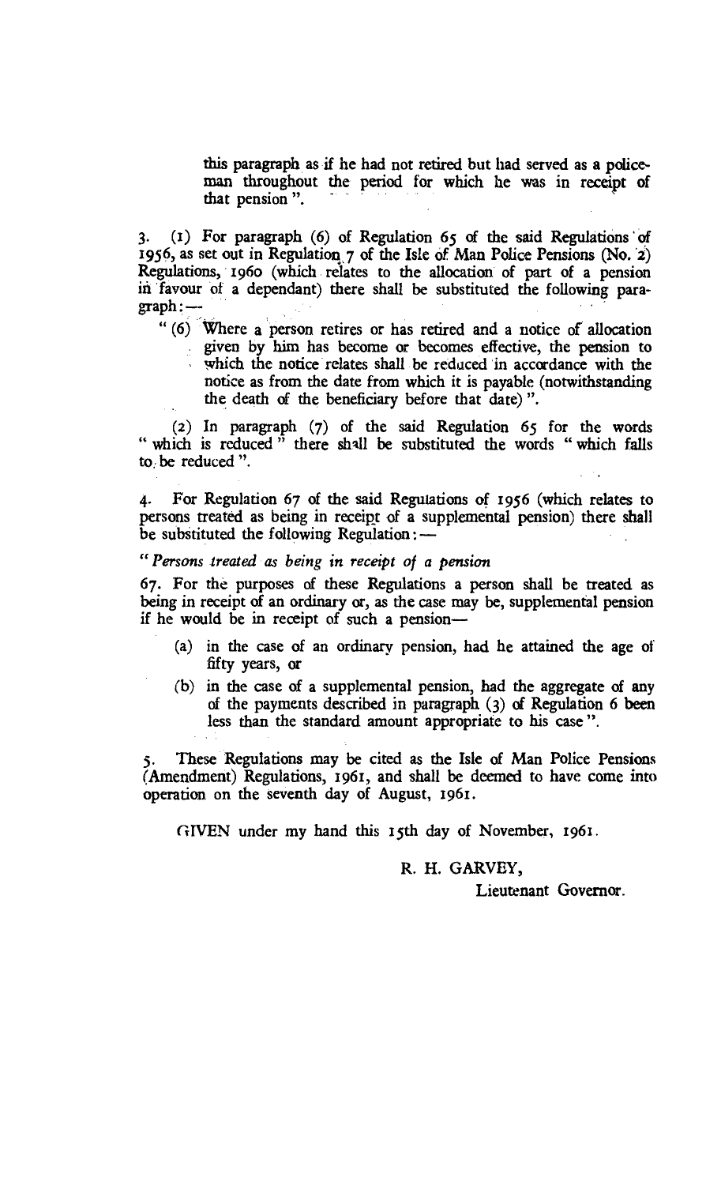this paragraph as if he had not retired but had served as a policeman throughout the period for which he was in receipt of that pension ".

3. (1) For paragraph (6) of Regulation 65 of the said Regulations of 1956, as set out in Regulation 7 of the Isle of Man Police Pensions (No. 2) Regulations, 1960 (which relates to the allocation of part of a pension in favour of a dependant) there shall be substituted the following paragraph:—

" (6) Where a person retires or has retired and a notice of allocation given by him has become or becomes effective, the pension to which the notice relates shall be reduced in accordance with the notice as from the date from which it is payable (notwithstanding the death of the beneficiary before that date) ".

(2) In paragraph (7) of the said Regulation 65 for the words " which is reduced " there shall be substituted the words " which falls to be reduced ".

4. For Regulation 67 of the said Regulations of 1956 (which relates to persons treated as being in receipt of a supplemental pension) there shall be substituted the following Regulation:—

*" Persons treated as being in receipt of a pension*

67. For the purposes of these Regulations a person shall be treated as being in receipt of an ordinary or, as the case may be, supplemental pension if he would be in receipt of such a pension—

(a) in the case of an ordinary pension, had he attained the age of fifty years, or

(b) in the case of a supplemental pension, had the aggregate of any of the payments described in paragraph (3) of Regulation 6 been less than the standard amount appropriate to his case ".

5. These Regulations may be cited as the Isle of Man Police Pensions (Amendment) Regulations, 1961, and shall be deemed to have come into operation on the seventh day of August, 1961.

GIVEN under my hand this 15th day of November, 1961.

R. H. GARVEY,

Lieutenant Governor.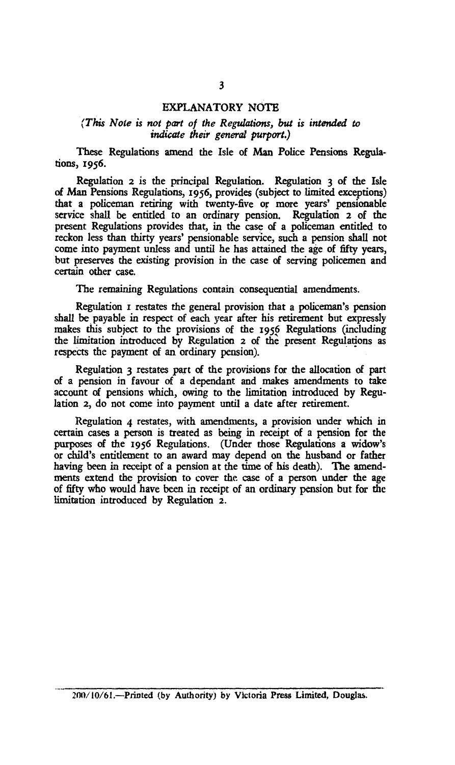# EXPLANATORY NOTE

*(This Note is not part of the Regulations, but is intended to indicate their general purport.)*

These Regulations amend the Isle of Man Police Pensions Regulations, 1956.

Regulation 2 is the principal Regulation. Regulation 3 of the Isle of Man Pensions Regulations, 1956, provides (subject to limited exceptions) that a policeman retiring with twenty-five or more years' pensionable service shall be entitled to an ordinary pension. Regulation 2 of the present Regulations provides that, in the case of a policeman entitled to reckon less than thirty years' pensionable service, such a pension shall not come into payment unless and until he has attained the age of fifty years, but preserves the existing provision in the case of serving policemen and certain other case.

The remaining Regulations contain consequential amendments.

Regulation 1 restates the general provision that a policeman's pension shall be payable in respect of each year after his retirement but expressly makes this subject to the provisions of the 1956 Regulations (including the limitation introduced by Regulation 2 of the present Regulations as respects the payment of an ordinary pension).

Regulation 3 restates part of the provisions for the allocation of part of a pension in favour of a dependant and makes amendments to take account of pensions which, owing to the limitation introduced by Regulation 2, do not come into payment until a date after retirement.

Regulation 4 restates, with amendments, a provision under which in certain cases a person is treated as being in receipt of a pension for the purposes of the 1956 Regulations. (Under those Regulations a widow's or child's entitlement to an award may depend on the husband or father having been in receipt of a pension at the time of his death). The amendments extend the provision to cover the case of a person under the age of fifty who would have been in receipt of an ordinary pension but for the limitation introduced by Regulation 2.

200/10/61.—Printed (by Authority) by Victoria Press Limited, Douglas.